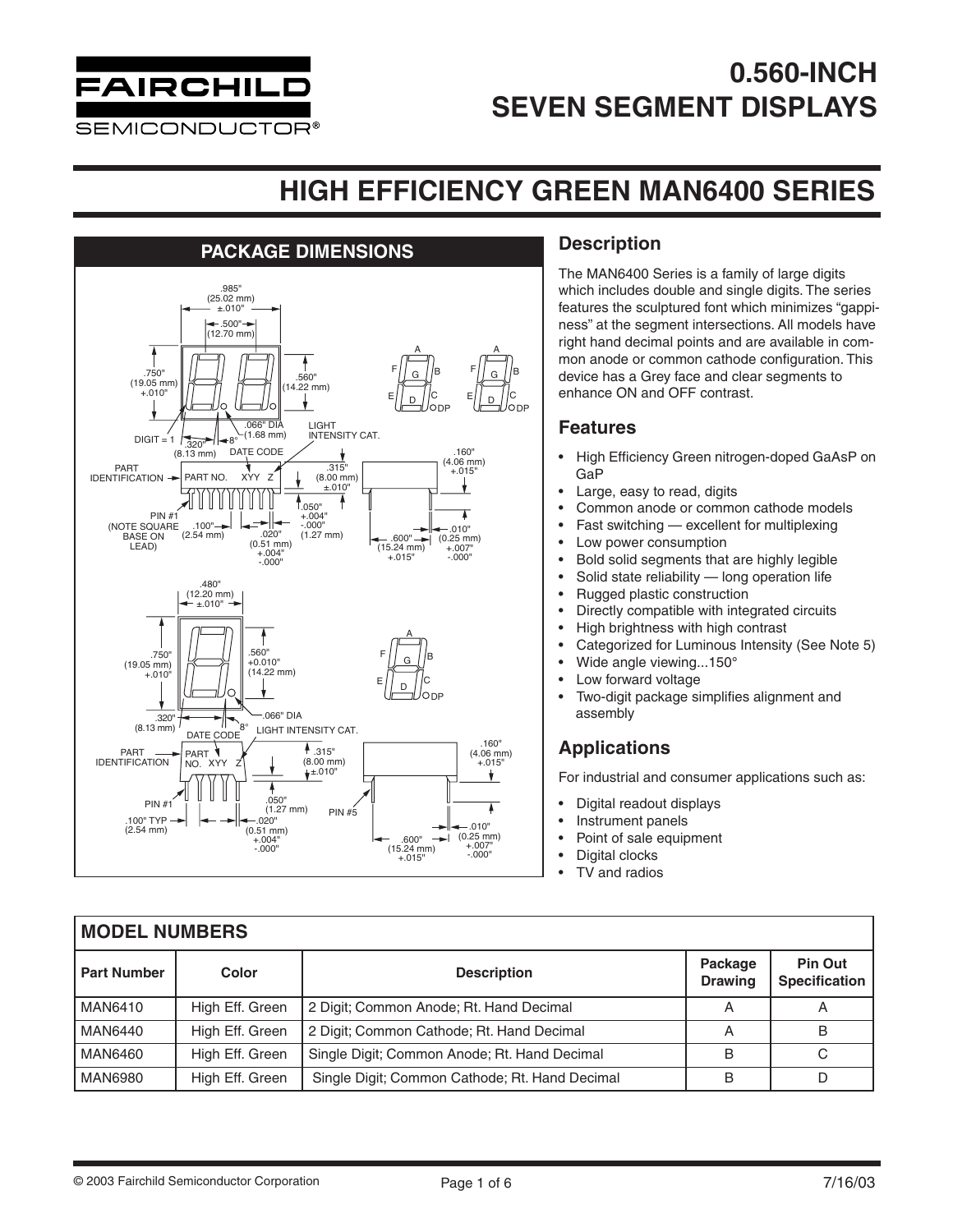# 0.560-INCH SEVEN SEGMENT DISPLAYS

## HIGH EFFICIENCY GREEN MAN6400 SERIES

### PACKAGE DIMENSIONS

### Description

The MAN6400 Series is a family of large digits which includes double and single digits. The series features the sculptured font which minimizes "gappiness" at the segment intersections. All models have right hand decimal points and are available in common anode or common cathode configuration. This device has a Grey face and clear segments to enhance ON and OFF contrast.

### Features

- High Efficiency Green nitrogen-doped GaAsP on GaP
- Large, easy to read, digits
- Common anode or common cathode models
- Fast switching — excellent for multiplexing
- Low power consumption
- Bold solid segments that are highly legible
- Solid state reliability — long operation life
- Rugged plastic construction
- Directly compatible with integrated circuits
- High brightness with high contrast
- Categorized for Luminous Intensity (See Note 5)
- Wide angle viewing...150°
- Low forward voltage
- Two-digit package simplifies alignment and assembly

### Applications

For industrial and consumer applications such as:

- Digital readout displays
- Instrument panels
- Point of sale equipment
- Digital clocks
- TV and radios

### MODEL NUMBERS

| Part Number | Color | Description | Package Drawing | Pin Out Specification |
|---|---|---|---|---|
| MAN6410 | High Eff. Green | 2 Digit; Common Anode; Rt. Hand Decimal | A | A |
| MAN6440 | High Eff. Green | 2 Digit; Common Cathode; Rt. Hand Decimal | A | B |
| MAN6460 | High Eff. Green | Single Digit; Common Anode; Rt. Hand Decimal | B | C |
| MAN6980 | High Eff. Green | Single Digit; Common Cathode; Rt. Hand Decimal | B | D |

© 2003 Fairchild Semiconductor Corporation

7/16/03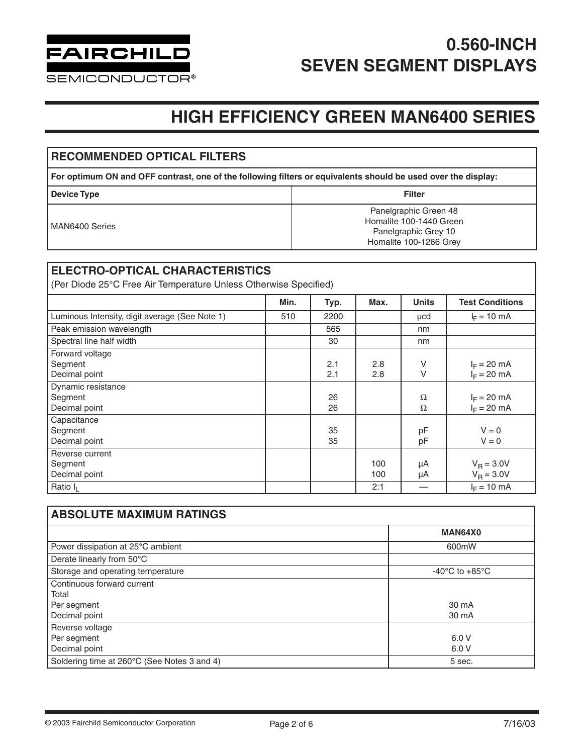# 0.560-INCH SEVEN SEGMENT DISPLAYS

## HIGH EFFICIENCY GREEN MAN6400 SERIES

### RECOMMENDED OPTICAL FILTERS

**For optimum ON and OFF contrast, one of the following filters or equivalents should be used over the display:**

| Device Type | Filter |
|---|---|
| MAN6400 Series | Panelgraphic Green 48<br>Homalite 100-1440 Green<br>Panelgraphic Grey 10<br>Homalite 100-1266 Grey |

### ELECTRO-OPTICAL CHARACTERISTICS

(Per Diode 25°C Free Air Temperature Unless Otherwise Specified)

| | Min. | Typ. | Max. | Units | Test Conditions |
|---|---|---|---|---|---|
| Luminous Intensity, digit average (See Note 1) | 510 | 2200 | | µcd | $I_F$ = 10 mA |
| Peak emission wavelength | | 565 | | nm | |
| Spectral line half width | | 30 | | nm | |
| Forward voltage | | | | | |
| Segment | | 2.1 | 2.8 | V | $I_F$ = 20 mA |
| Decimal point | | 2.1 | 2.8 | V | $I_F$ = 20 mA |
| Dynamic resistance | | | | | |
| Segment | | 26 | | Ω | $I_F$ = 20 mA |
| Decimal point | | 26 | | Ω | $I_F$ = 20 mA |
| Capacitance | | | | | |
| Segment | | 35 | | pF | V = 0 |
| Decimal point | | 35 | | pF | V = 0 |
| Reverse current | | | | | |
| Segment | | | 100 | µA | $V_R$ = 3.0V |
| Decimal point | | | 100 | µA | $V_R$ = 3.0V |
| Ratio $I_L$ | | | 2:1 | — | $I_F$ = 10 mA |

### ABSOLUTE MAXIMUM RATINGS

| | MAN64X0 |
|---|---|
| Power dissipation at 25°C ambient | 600mW |
| Derate linearly from 50°C | |
| Storage and operating temperature | -40°C to +85°C |
| Continuous forward current | |
| Total | |
| Per segment | 30 mA |
| Decimal point | 30 mA |
| Reverse voltage | |
| Per segment | 6.0 V |
| Decimal point | 6.0 V |
| Soldering time at 260°C (See Notes 3 and 4) | 5 sec. |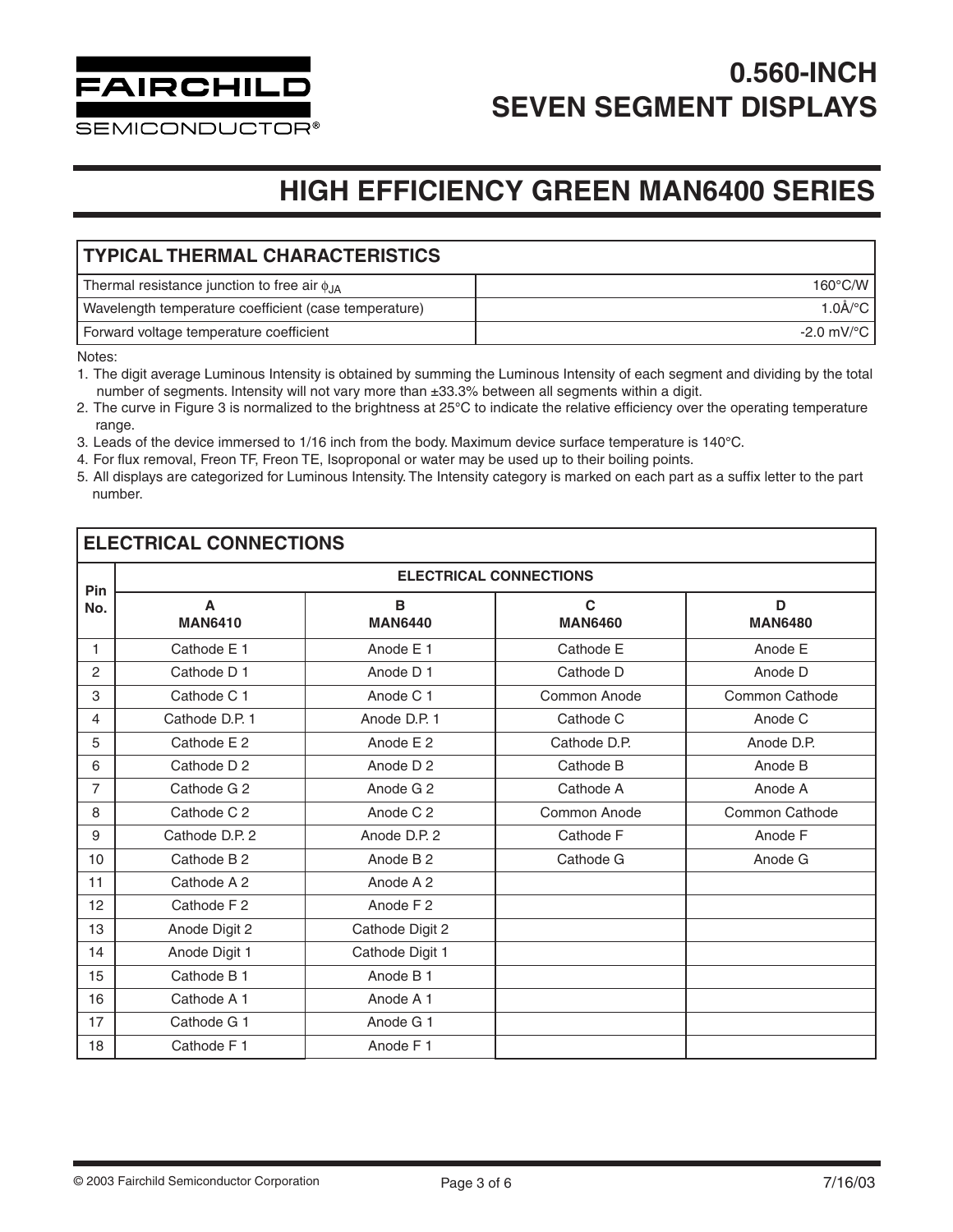# 0.560-INCH SEVEN SEGMENT DISPLAYS

## HIGH EFFICIENCY GREEN MAN6400 SERIES

| TYPICAL THERMAL CHARACTERISTICS | |
|---|---|
| Thermal resistance junction to free air $\phi_{JA}$ | 160°C/W |
| Wavelength temperature coefficient (case temperature) | 1.0Å/°C |
| Forward voltage temperature coefficient | -2.0 mV/°C |

Notes:

1. The digit average Luminous Intensity is obtained by summing the Luminous Intensity of each segment and dividing by the total number of segments. Intensity will not vary more than ±33.3% between all segments within a digit.
2. The curve in Figure 3 is normalized to the brightness at 25°C to indicate the relative efficiency over the operating temperature range.
3. Leads of the device immersed to 1/16 inch from the body. Maximum device surface temperature is 140°C.
4. For flux removal, Freon TF, Freon TE, Isopropanal or water may be used up to their boiling points.
5. All displays are categorized for Luminous Intensity. The Intensity category is marked on each part as a suffix letter to the part number.

### ELECTRICAL CONNECTIONS

| Pin No. | ELECTRICAL CONNECTIONS | | | |
|---|---|---|---|---|
| | A MAN6410 | B MAN6440 | C MAN6460 | D MAN6480 |
| 1 | Cathode E 1 | Anode E 1 | Cathode E | Anode E |
| 2 | Cathode D 1 | Anode D 1 | Cathode D | Anode D |
| 3 | Cathode C 1 | Anode C 1 | Common Anode | Common Cathode |
| 4 | Cathode D.P. 1 | Anode D.P. 1 | Cathode C | Anode C |
| 5 | Cathode E 2 | Anode E 2 | Cathode D.P. | Anode D.P. |
| 6 | Cathode D 2 | Anode D 2 | Cathode B | Anode B |
| 7 | Cathode G 2 | Anode G 2 | Cathode A | Anode A |
| 8 | Cathode C 2 | Anode C 2 | Common Anode | Common Cathode |
| 9 | Cathode D.P. 2 | Anode D.P. 2 | Cathode F | Anode F |
| 10 | Cathode B 2 | Anode B 2 | Cathode G | Anode G |
| 11 | Cathode A 2 | Anode A 2 | | |
| 12 | Cathode F 2 | Anode F 2 | | |
| 13 | Anode Digit 2 | Cathode Digit 2 | | |
| 14 | Anode Digit 1 | Cathode Digit 1 | | |
| 15 | Cathode B 1 | Anode B 1 | | |
| 16 | Cathode A 1 | Anode A 1 | | |
| 17 | Cathode G 1 | Anode G 1 | | |
| 18 | Cathode F 1 | Anode F 1 | | |

© 2003 Fairchild Semiconductor Corporation 7/16/03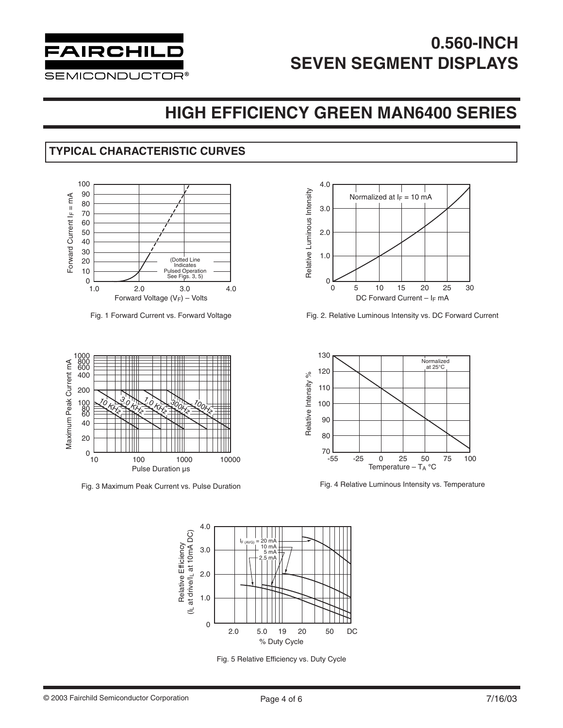# 0.560-INCH SEVEN SEGMENT DISPLAYS

## HIGH EFFICIENCY GREEN MAN6400 SERIES

### TYPICAL CHARACTERISTIC CURVES

Fig. 1 Forward Current vs. Forward Voltage

Fig. 2. Relative Luminous Intensity vs. DC Forward Current

Fig. 3 Maximum Peak Current vs. Pulse Duration

Fig. 4 Relative Luminous Intensity vs. Temperature

Fig. 5 Relative Efficiency vs. Duty Cycle

© 2003 Fairchild Semiconductor Corporation

7/16/03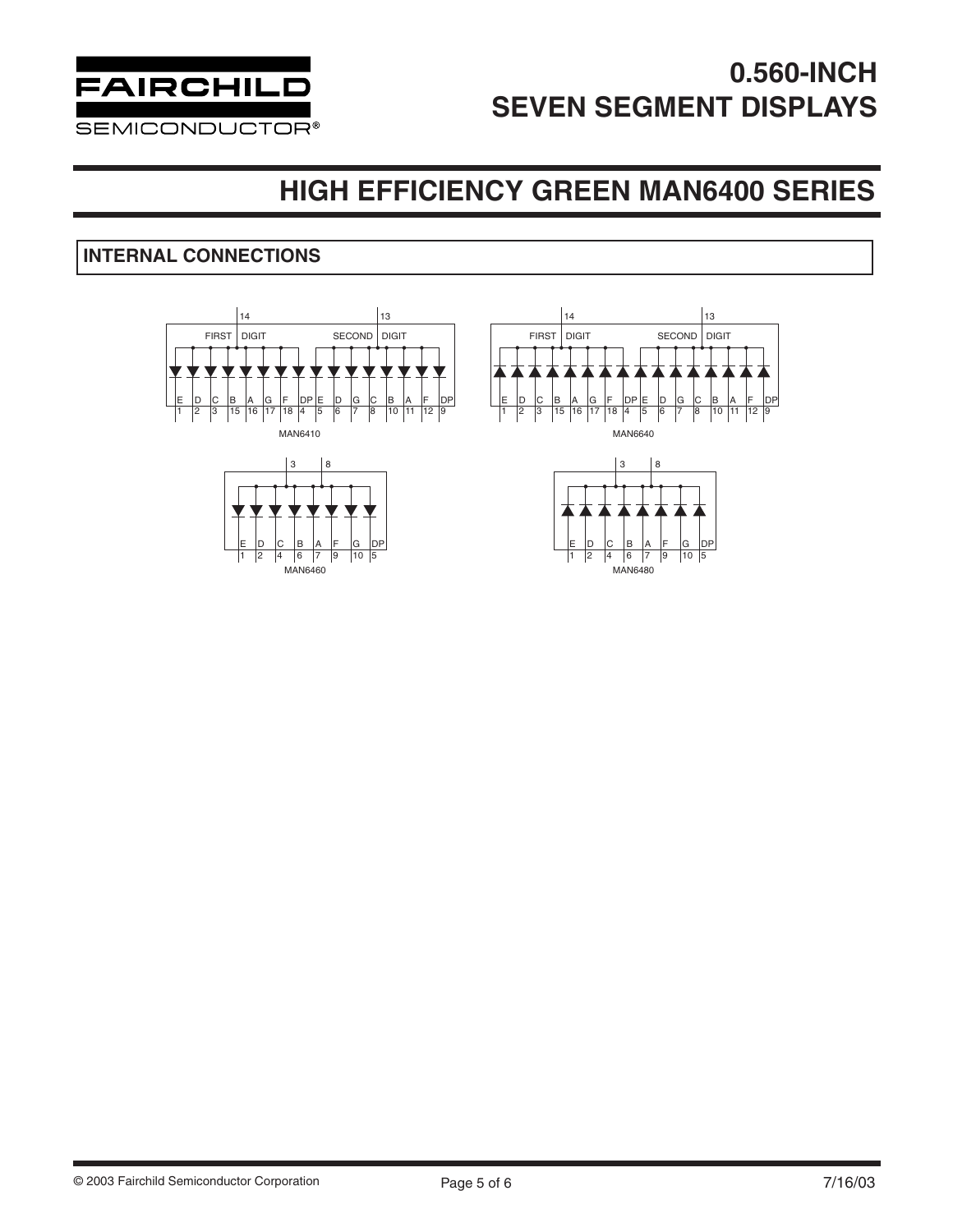# HIGH EFFICIENCY GREEN MAN6400 SERIES

## INTERNAL CONNECTIONS

14 13
FIRST DIGIT SECOND DIGIT
E D C B A G F DP E D G C B A F DP
1 2 3 15 16 17 18 4 5 6 7 8 10 11 12 9

MAN6410

14 13
FIRST DIGIT SECOND DIGIT
E D C B A G F DP E D G C B A F DP
1 2 3 15 16 17 18 4 5 6 7 8 10 11 12 9

MAN6640

3 8
E D C B A F G DP
1 2 4 6 7 9 10 5

MAN6460

3 8
E D C B A F G DP
1 2 4 6 7 9 10 5

MAN6480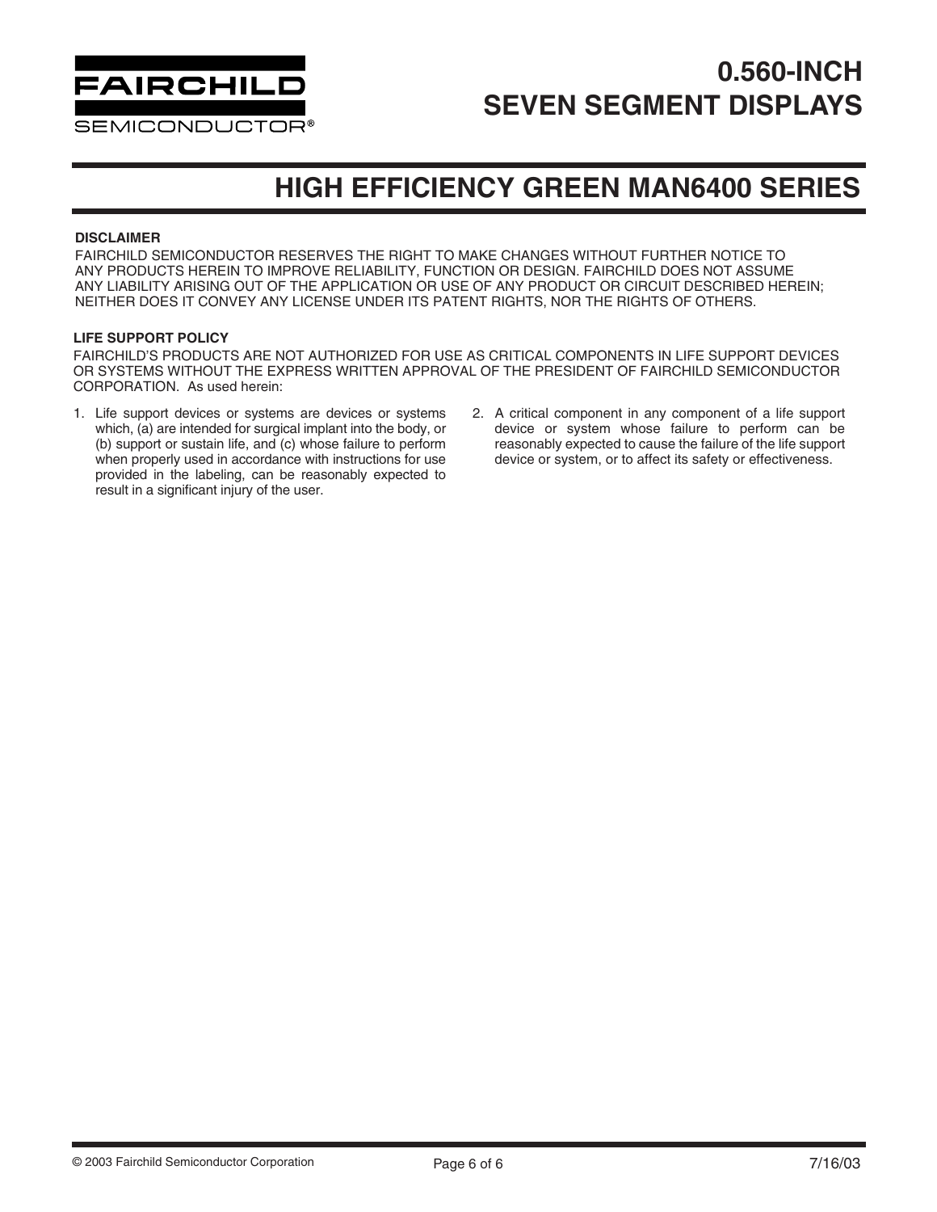# HIGH EFFICIENCY GREEN MAN6400 SERIES

### DISCLAIMER

FAIRCHILD SEMICONDUCTOR RESERVES THE RIGHT TO MAKE CHANGES WITHOUT FURTHER NOTICE TO ANY PRODUCTS HEREIN TO IMPROVE RELIABILITY, FUNCTION OR DESIGN. FAIRCHILD DOES NOT ASSUME ANY LIABILITY ARISING OUT OF THE APPLICATION OR USE OF ANY PRODUCT OR CIRCUIT DESCRIBED HEREIN; NEITHER DOES IT CONVEY ANY LICENSE UNDER ITS PATENT RIGHTS, NOR THE RIGHTS OF OTHERS.

### LIFE SUPPORT POLICY

FAIRCHILD'S PRODUCTS ARE NOT AUTHORIZED FOR USE AS CRITICAL COMPONENTS IN LIFE SUPPORT DEVICES OR SYSTEMS WITHOUT THE EXPRESS WRITTEN APPROVAL OF THE PRESIDENT OF FAIRCHILD SEMICONDUCTOR CORPORATION. As used herein:

1. Life support devices or systems are devices or systems which, (a) are intended for surgical implant into the body, or (b) support or sustain life, and (c) whose failure to perform when properly used in accordance with instructions for use provided in the labeling, can be reasonably expected to result in a significant injury of the user.
2. A critical component in any component of a life support device or system whose failure to perform can be reasonably expected to cause the failure of the life support device or system, or to affect its safety or effectiveness.